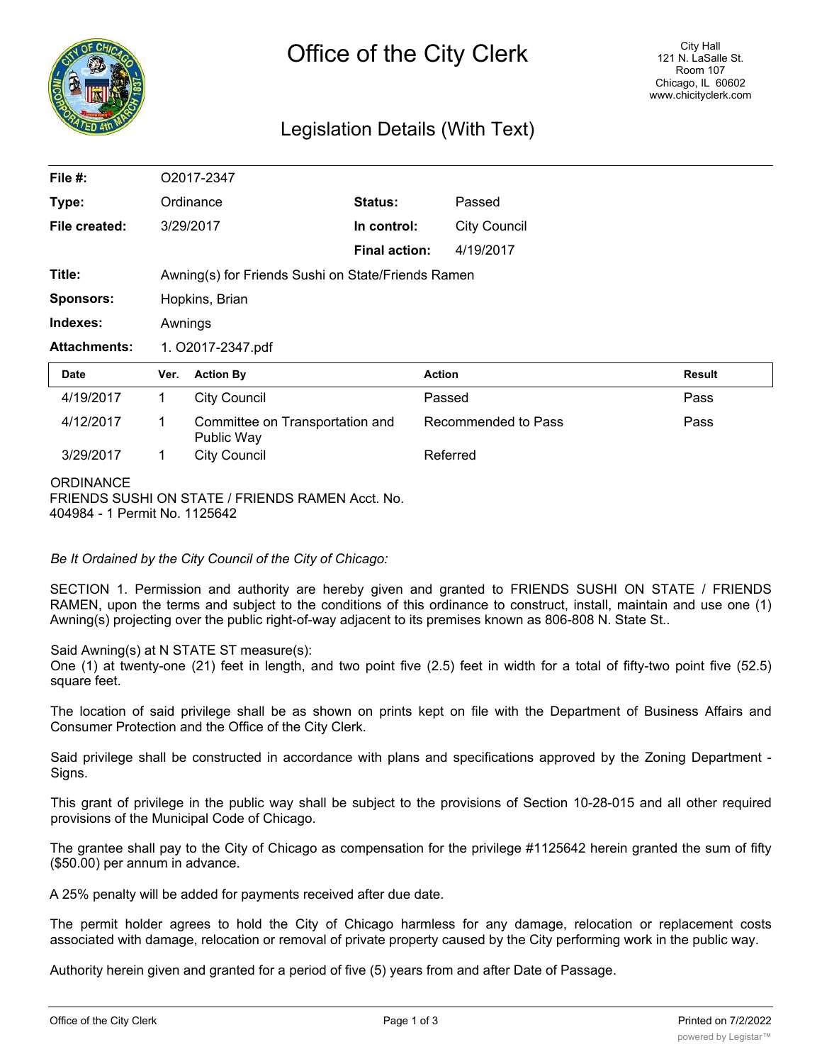# Office of the City Clerk

City Hall
121 N. LaSalle St.
Room 107
Chicago, IL 60602
www.chicityclerk.com

## Legislation Details (With Text)

| | | | |
|---|---|---|---|
| **File #:** | O2017-2347 | | |
| **Type:** | Ordinance | **Status:** | Passed |
| **File created:** | 3/29/2017 | **In control:** | City Council |
| | | **Final action:** | 4/19/2017 |
| **Title:** | Awning(s) for Friends Sushi on State/Friends Ramen | | |
| **Sponsors:** | Hopkins, Brian | | |
| **Indexes:** | Awnings | | |
| **Attachments:** | 1. O2017-2347.pdf | | |

| Date | Ver. | Action By | Action | Result |
|---|---|---|---|---|
| 4/19/2017 | 1 | City Council | Passed | Pass |
| 4/12/2017 | 1 | Committee on Transportation and Public Way | Recommended to Pass | Pass |
| 3/29/2017 | 1 | City Council | Referred | |

ORDINANCE
FRIENDS SUSHI ON STATE / FRIENDS RAMEN Acct. No. 404984 - 1 Permit No. 1125642

*Be It Ordained by the City Council of the City of Chicago:*

SECTION 1. Permission and authority are hereby given and granted to FRIENDS SUSHI ON STATE / FRIENDS RAMEN, upon the terms and subject to the conditions of this ordinance to construct, install, maintain and use one (1) Awning(s) projecting over the public right-of-way adjacent to its premises known as 806-808 N. State St..

Said Awning(s) at N STATE ST measure(s):
One (1) at twenty-one (21) feet in length, and two point five (2.5) feet in width for a total of fifty-two point five (52.5) square feet.

The location of said privilege shall be as shown on prints kept on file with the Department of Business Affairs and Consumer Protection and the Office of the City Clerk.

Said privilege shall be constructed in accordance with plans and specifications approved by the Zoning Department - Signs.

This grant of privilege in the public way shall be subject to the provisions of Section 10-28-015 and all other required provisions of the Municipal Code of Chicago.

The grantee shall pay to the City of Chicago as compensation for the privilege #1125642 herein granted the sum of fifty ($50.00) per annum in advance.

A 25% penalty will be added for payments received after due date.

The permit holder agrees to hold the City of Chicago harmless for any damage, relocation or replacement costs associated with damage, relocation or removal of private property caused by the City performing work in the public way.

Authority herein given and granted for a period of five (5) years from and after Date of Passage.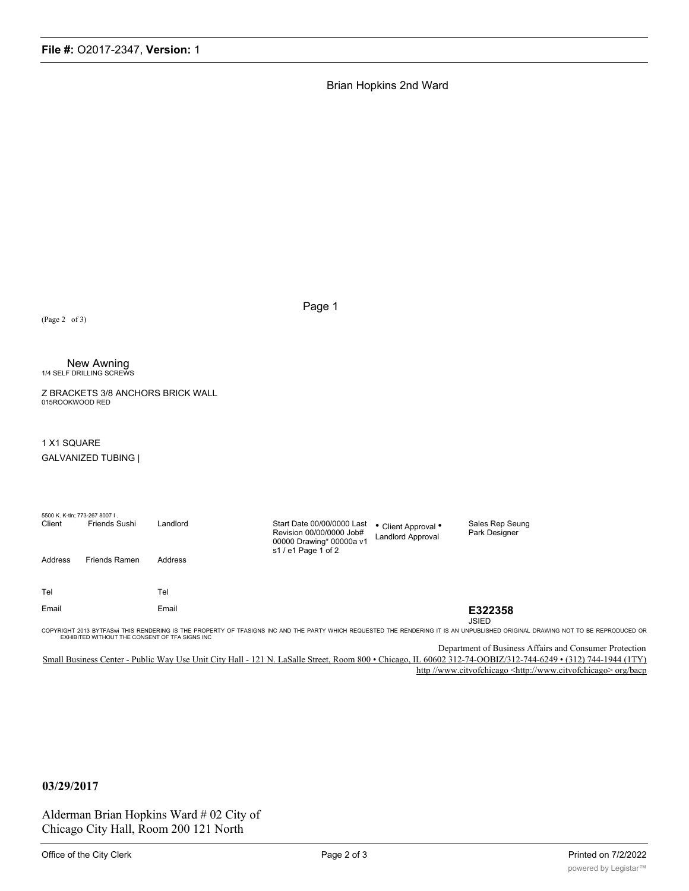Brian Hopkins 2nd Ward

Page 1

(Page 2 of 3)

New Awning
1/4 SELF DRILLING SCREWS

Z BRACKETS 3/8 ANCHORS BRICK WALL
015ROOKWOOD RED

1 X1 SQUARE
GALVANIZED TUBING |

5500 K. K-tln; 773-267 8007 I .

| Client | Friends Sushi | Landlord | | Start Date 00/00/0000 Last Revision 00/00/0000 Job# 00000 Drawing* 00000a v1 s1 / e1 Page 1 of 2 | • Client Approval • Landlord Approval | Sales Rep Seung Park Designer |
|---|---|---|---|---|---|---|
| Address | Friends Ramen | Address | | | | |
| Tel | | Tel | | | | |
| Email | | Email | | | | **E322358** JSIED |

COPYRIGHT 2013 BYTFASwi THIS RENDERING IS THE PROPERTY OF TFASIGNS INC AND THE PARTY WHICH REQUESTED THE RENDERING IT IS AN UNPUBLISHED ORIGINAL DRAWING NOT TO BE REPRODUCED OR EXHIBITED WITHOUT THE CONSENT OF TFA SIGNS INC

Department of Business Affairs and Consumer Protection
Small Business Center - Public Way Use Unit City Hall - 121 N. LaSalle Street, Room 800 • Chicago, IL 60602 312-74-OOBIZ/312-744-6249 • (312) 744-1944 (1TY)
http //www.citvofchicago <http://www.citvofchicago> org/bacp

**03/29/2017**

Alderman Brian Hopkins Ward # 02 City of Chicago City Hall, Room 200 121 North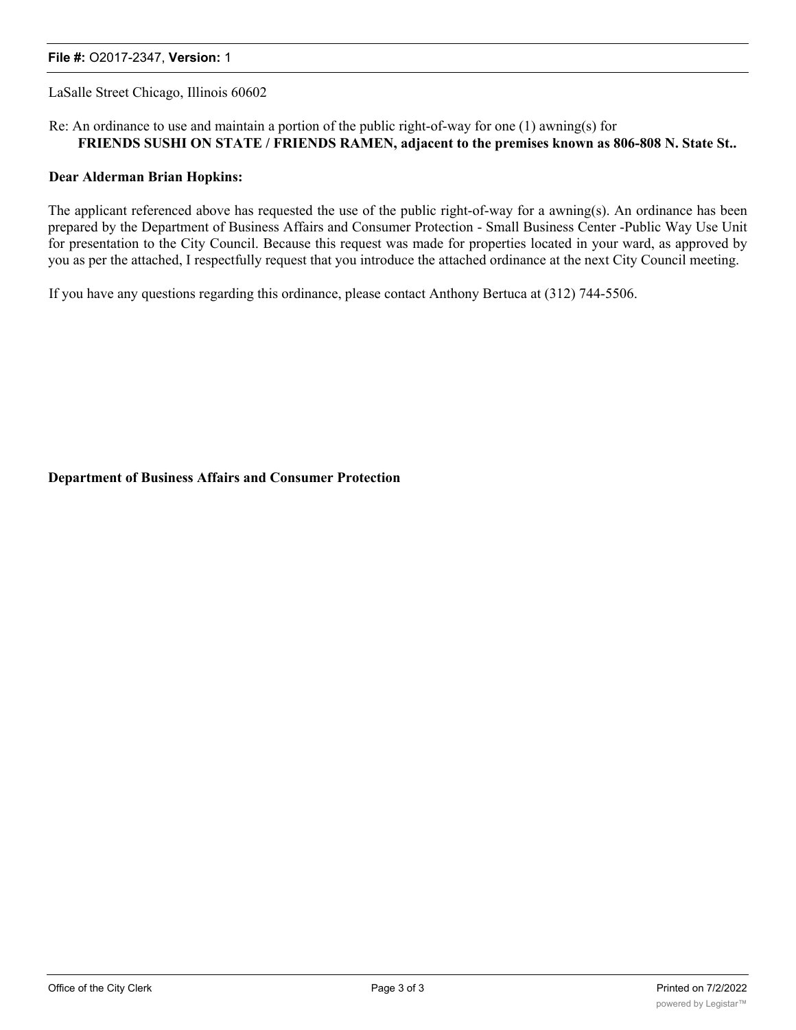LaSalle Street Chicago, Illinois 60602

Re: An ordinance to use and maintain a portion of the public right-of-way for one (1) awning(s) for **FRIENDS SUSHI ON STATE / FRIENDS RAMEN, adjacent to the premises known as 806-808 N. State St..**

**Dear Alderman Brian Hopkins:**

The applicant referenced above has requested the use of the public right-of-way for a awning(s). An ordinance has been prepared by the Department of Business Affairs and Consumer Protection - Small Business Center -Public Way Use Unit for presentation to the City Council. Because this request was made for properties located in your ward, as approved by you as per the attached, I respectfully request that you introduce the attached ordinance at the next City Council meeting.

If you have any questions regarding this ordinance, please contact Anthony Bertuca at (312) 744-5506.

**Department of Business Affairs and Consumer Protection**